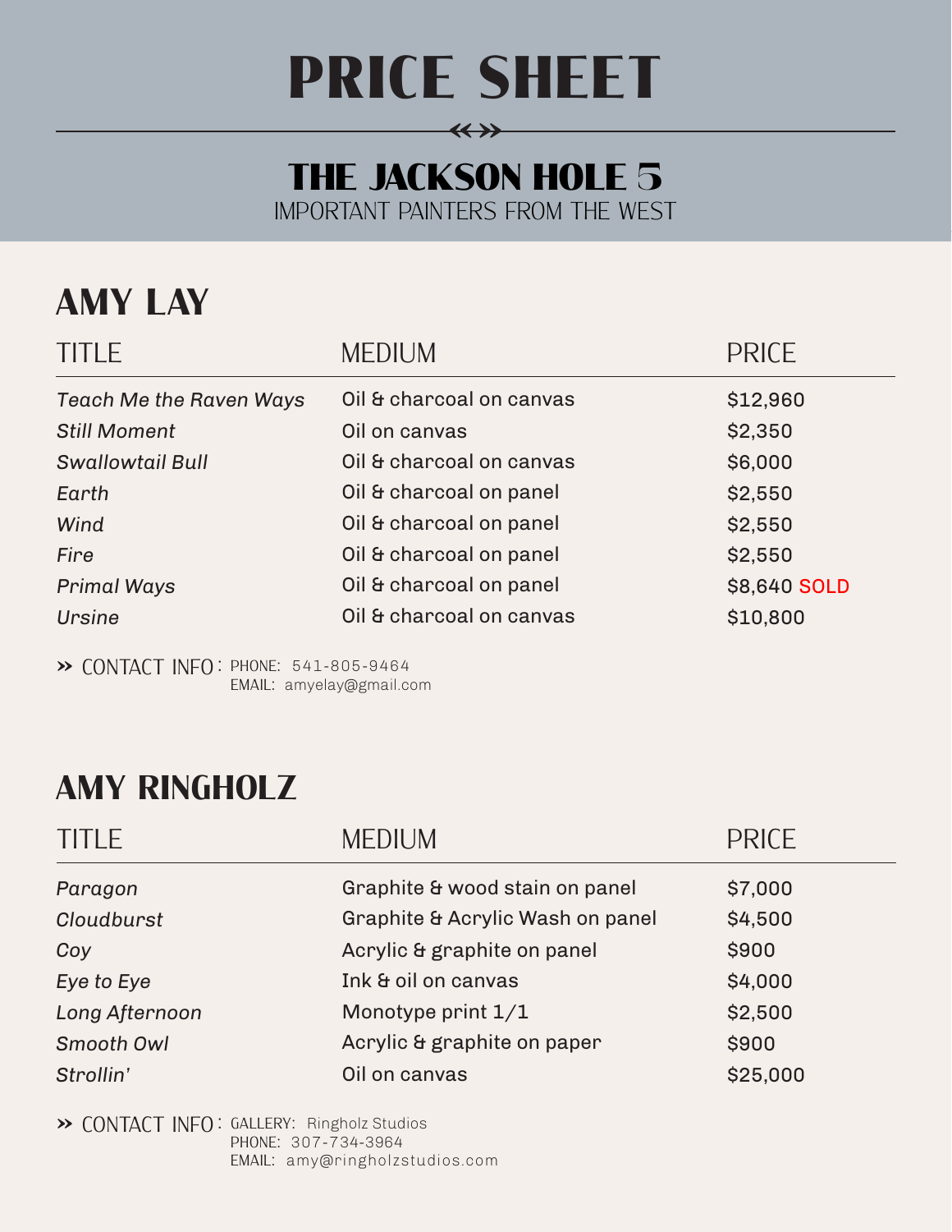# PRICE SHEET

## THE JACKSON HOLE 5

IMPORTANT PAINTERS FROM THE WEST

## AMY LAY

| TITLE | MEDIUM | PRICE |
| --- | --- | --- |
| *Teach Me the Raven Ways* | Oil & charcoal on canvas | $12,960 |
| *Still Moment* | Oil on canvas | $2,350 |
| *Swallowtail Bull* | Oil & charcoal on canvas | $6,000 |
| *Earth* | Oil & charcoal on panel | $2,550 |
| *Wind* | Oil & charcoal on panel | $2,550 |
| *Fire* | Oil & charcoal on panel | $2,550 |
| *Primal Ways* | Oil & charcoal on panel | $8,640 SOLD |
| *Ursine* | Oil & charcoal on canvas | $10,800 |

» CONTACT INFO: PHONE: 541-805-9464
EMAIL: amyelay@gmail.com

## AMY RINGHOLZ

| TITLE | MEDIUM | PRICE |
| --- | --- | --- |
| *Paragon* | Graphite & wood stain on panel | $7,000 |
| *Cloudburst* | Graphite & Acrylic Wash on panel | $4,500 |
| *Coy* | Acrylic & graphite on panel | $900 |
| *Eye to Eye* | Ink & oil on canvas | $4,000 |
| *Long Afternoon* | Monotype print 1/1 | $2,500 |
| *Smooth Owl* | Acrylic & graphite on paper | $900 |
| *Strollin'* | Oil on canvas | $25,000 |

» CONTACT INFO: GALLERY: Ringholz Studios
PHONE: 307-734-3964
EMAIL: amy@ringholzstudios.com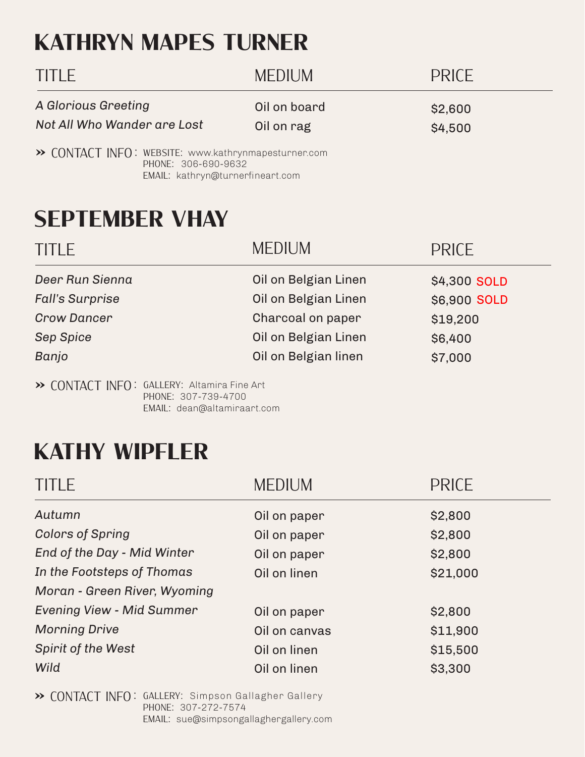# KATHRYN MAPES TURNER

| TITLE | MEDIUM | PRICE |
|---|---|---|
| *A Glorious Greeting* | Oil on board | $2,600 |
| *Not All Who Wander are Lost* | Oil on rag | $4,500 |

» CONTACT INFO: WEBSITE: www.kathrynmapesturner.com
PHONE: 306-690-9632
EMAIL: kathryn@turnerfineart.com

# SEPTEMBER VHAY

| TITLE | MEDIUM | PRICE |
|---|---|---|
| *Deer Run Sienna* | Oil on Belgian Linen | $4,300 SOLD |
| *Fall's Surprise* | Oil on Belgian Linen | $6,900 SOLD |
| *Crow Dancer* | Charcoal on paper | $19,200 |
| *Sep Spice* | Oil on Belgian Linen | $6,400 |
| *Banjo* | Oil on Belgian linen | $7,000 |

» CONTACT INFO: GALLERY: Altamira Fine Art
PHONE: 307-739-4700
EMAIL: dean@altamiraart.com

# KATHY WIPFLER

| TITLE | MEDIUM | PRICE |
|---|---|---|
| *Autumn* | Oil on paper | $2,800 |
| *Colors of Spring* | Oil on paper | $2,800 |
| *End of the Day - Mid Winter* | Oil on paper | $2,800 |
| *In the Footsteps of Thomas Moran - Green River, Wyoming* | Oil on linen | $21,000 |
| *Evening View - Mid Summer* | Oil on paper | $2,800 |
| *Morning Drive* | Oil on canvas | $11,900 |
| *Spirit of the West* | Oil on linen | $15,500 |
| *Wild* | Oil on linen | $3,300 |

» CONTACT INFO: GALLERY: Simpson Gallagher Gallery
PHONE: 307-272-7574
EMAIL: sue@simpsongallaghergallery.com